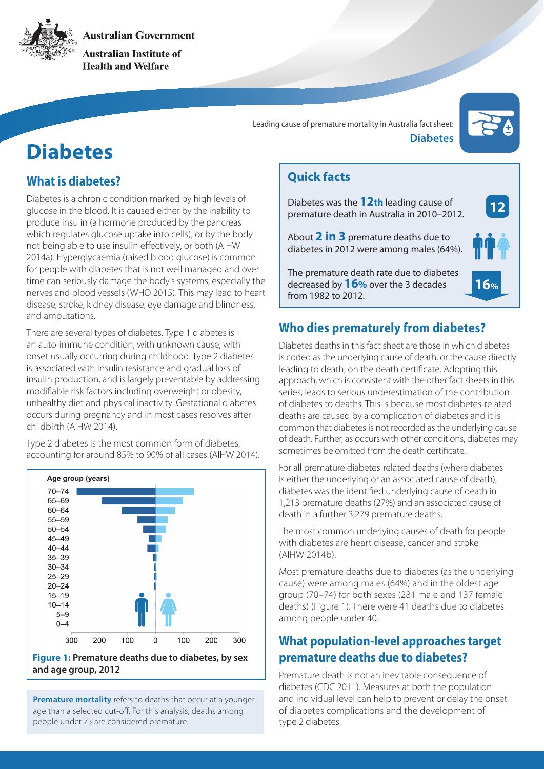Australian Government

Australian Institute of Health and Welfare

Leading cause of premature mortality in Australia fact sheet: **Diabetes**

# Diabetes

## What is diabetes?

Diabetes is a chronic condition marked by high levels of glucose in the blood. It is caused either by the inability to produce insulin (a hormone produced by the pancreas which regulates glucose uptake into cells), or by the body not being able to use insulin effectively, or both (AIHW 2014a). Hyperglycaemia (raised blood glucose) is common for people with diabetes that is not well managed and over time can seriously damage the body's systems, especially the nerves and blood vessels (WHO 2015). This may lead to heart disease, stroke, kidney disease, eye damage and blindness, and amputations.

There are several types of diabetes. Type 1 diabetes is an auto-immune condition, with unknown cause, with onset usually occurring during childhood. Type 2 diabetes is associated with insulin resistance and gradual loss of insulin production, and is largely preventable by addressing modifiable risk factors including overweight or obesity, unhealthy diet and physical inactivity. Gestational diabetes occurs during pregnancy and in most cases resolves after childbirth (AIHW 2014).

Type 2 diabetes is the most common form of diabetes, accounting for around 85% to 90% of all cases (AIHW 2014).

Age group (years)

70–74
65–69
60–64
55–59
50–54
45–49
40–44
35–39
30–34
25–29
20–24
15–19
10–14
5–9
0–4

300 200 100 0 100 200 300

**Figure 1: Premature deaths due to diabetes, by sex and age group, 2012**

**Premature mortality** refers to deaths that occur at a younger age than a selected cut-off. For this analysis, deaths among people under 75 are considered premature.

## Quick facts

Diabetes was the **12th** leading cause of premature death in Australia in 2010–2012.

About **2 in 3** premature deaths due to diabetes in 2012 were among males (64%).

The premature death rate due to diabetes decreased by **16%** over the 3 decades from 1982 to 2012.

## Who dies prematurely from diabetes?

Diabetes deaths in this fact sheet are those in which diabetes is coded as the underlying cause of death, or the cause directly leading to death, on the death certificate. Adopting this approach, which is consistent with the other fact sheets in this series, leads to serious underestimation of the contribution of diabetes to deaths. This is because most diabetes-related deaths are caused by a complication of diabetes and it is common that diabetes is not recorded as the underlying cause of death. Further, as occurs with other conditions, diabetes may sometimes be omitted from the death certificate.

For all premature diabetes-related deaths (where diabetes is either the underlying or an associated cause of death), diabetes was the identified underlying cause of death in 1,213 premature deaths (27%) and an associated cause of death in a further 3,279 premature deaths.

The most common underlying causes of death for people with diabetes are heart disease, cancer and stroke (AIHW 2014b).

Most premature deaths due to diabetes (as the underlying cause) were among males (64%) and in the oldest age group (70–74) for both sexes (281 male and 137 female deaths) (Figure 1). There were 41 deaths due to diabetes among people under 40.

## What population-level approaches target premature deaths due to diabetes?

Premature death is not an inevitable consequence of diabetes (CDC 2011). Measures at both the population and individual level can help to prevent or delay the onset of diabetes complications and the development of type 2 diabetes.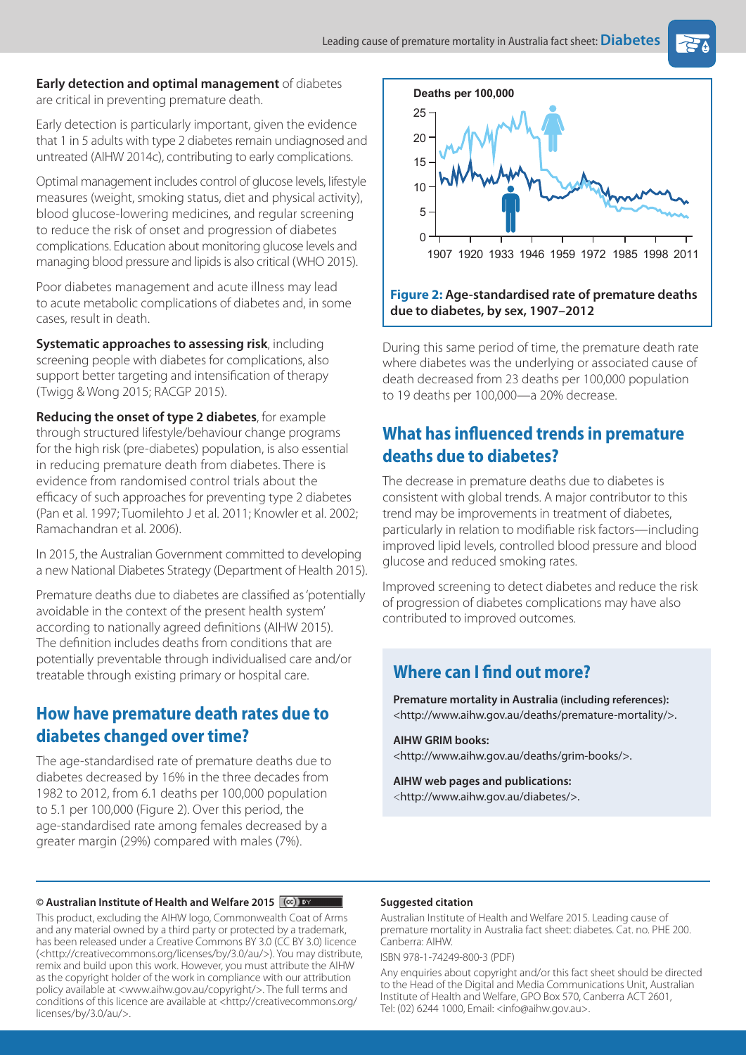**Early detection and optimal management** of diabetes are critical in preventing premature death.

Early detection is particularly important, given the evidence that 1 in 5 adults with type 2 diabetes remain undiagnosed and untreated (AIHW 2014c), contributing to early complications.

Optimal management includes control of glucose levels, lifestyle measures (weight, smoking status, diet and physical activity), blood glucose-lowering medicines, and regular screening to reduce the risk of onset and progression of diabetes complications. Education about monitoring glucose levels and managing blood pressure and lipids is also critical (WHO 2015).

Poor diabetes management and acute illness may lead to acute metabolic complications of diabetes and, in some cases, result in death.

**Systematic approaches to assessing risk**, including screening people with diabetes for complications, also support better targeting and intensification of therapy (Twigg & Wong 2015; RACGP 2015).

**Reducing the onset of type 2 diabetes**, for example through structured lifestyle/behaviour change programs for the high risk (pre-diabetes) population, is also essential in reducing premature death from diabetes. There is evidence from randomised control trials about the efficacy of such approaches for preventing type 2 diabetes (Pan et al. 1997; Tuomilehto J et al. 2011; Knowler et al. 2002; Ramachandran et al. 2006).

In 2015, the Australian Government committed to developing a new National Diabetes Strategy (Department of Health 2015).

Premature deaths due to diabetes are classified as 'potentially avoidable in the context of the present health system' according to nationally agreed definitions (AIHW 2015). The definition includes deaths from conditions that are potentially preventable through individualised care and/or treatable through existing primary or hospital care.

## How have premature death rates due to diabetes changed over time?

The age-standardised rate of premature deaths due to diabetes decreased by 16% in the three decades from 1982 to 2012, from 6.1 deaths per 100,000 population to 5.1 per 100,000 (Figure 2). Over this period, the age-standardised rate among females decreased by a greater margin (29%) compared with males (7%).

Deaths per 100,000

25
20
15
10
5
0

1907 1920 1933 1946 1959 1972 1985 1998 2011

**Figure 2: Age-standardised rate of premature deaths due to diabetes, by sex, 1907–2012**

During this same period of time, the premature death rate where diabetes was the underlying or associated cause of death decreased from 23 deaths per 100,000 population to 19 deaths per 100,000—a 20% decrease.

## What has influenced trends in premature deaths due to diabetes?

The decrease in premature deaths due to diabetes is consistent with global trends. A major contributor to this trend may be improvements in treatment of diabetes, particularly in relation to modifiable risk factors—including improved lipid levels, controlled blood pressure and blood glucose and reduced smoking rates.

Improved screening to detect diabetes and reduce the risk of progression of diabetes complications may have also contributed to improved outcomes.

## Where can I find out more?

**Premature mortality in Australia (including references):**
<http://www.aihw.gov.au/deaths/premature-mortality/>.

**AIHW GRIM books:**
<http://www.aihw.gov.au/deaths/grim-books/>.

**AIHW web pages and publications:**
<http://www.aihw.gov.au/diabetes/>.

**© Australian Institute of Health and Welfare 2015**

This product, excluding the AIHW logo, Commonwealth Coat of Arms and any material owned by a third party or protected by a trademark, has been released under a Creative Commons BY 3.0 (CC BY 3.0) licence (<http://creativecommons.org/licenses/by/3.0/au/>). You may distribute, remix and build upon this work. However, you must attribute the AIHW as the copyright holder of the work in compliance with our attribution policy available at <www.aihw.gov.au/copyright/>. The full terms and conditions of this licence are available at <http://creativecommons.org/licenses/by/3.0/au/>.

**Suggested citation**

Australian Institute of Health and Welfare 2015. Leading cause of premature mortality in Australia fact sheet: diabetes. Cat. no. PHE 200. Canberra: AIHW.

ISBN 978-1-74249-800-3 (PDF)

Any enquiries about copyright and/or this fact sheet should be directed to the Head of the Digital and Media Communications Unit, Australian Institute of Health and Welfare, GPO Box 570, Canberra ACT 2601, Tel: (02) 6244 1000, Email: <info@aihw.gov.au>.